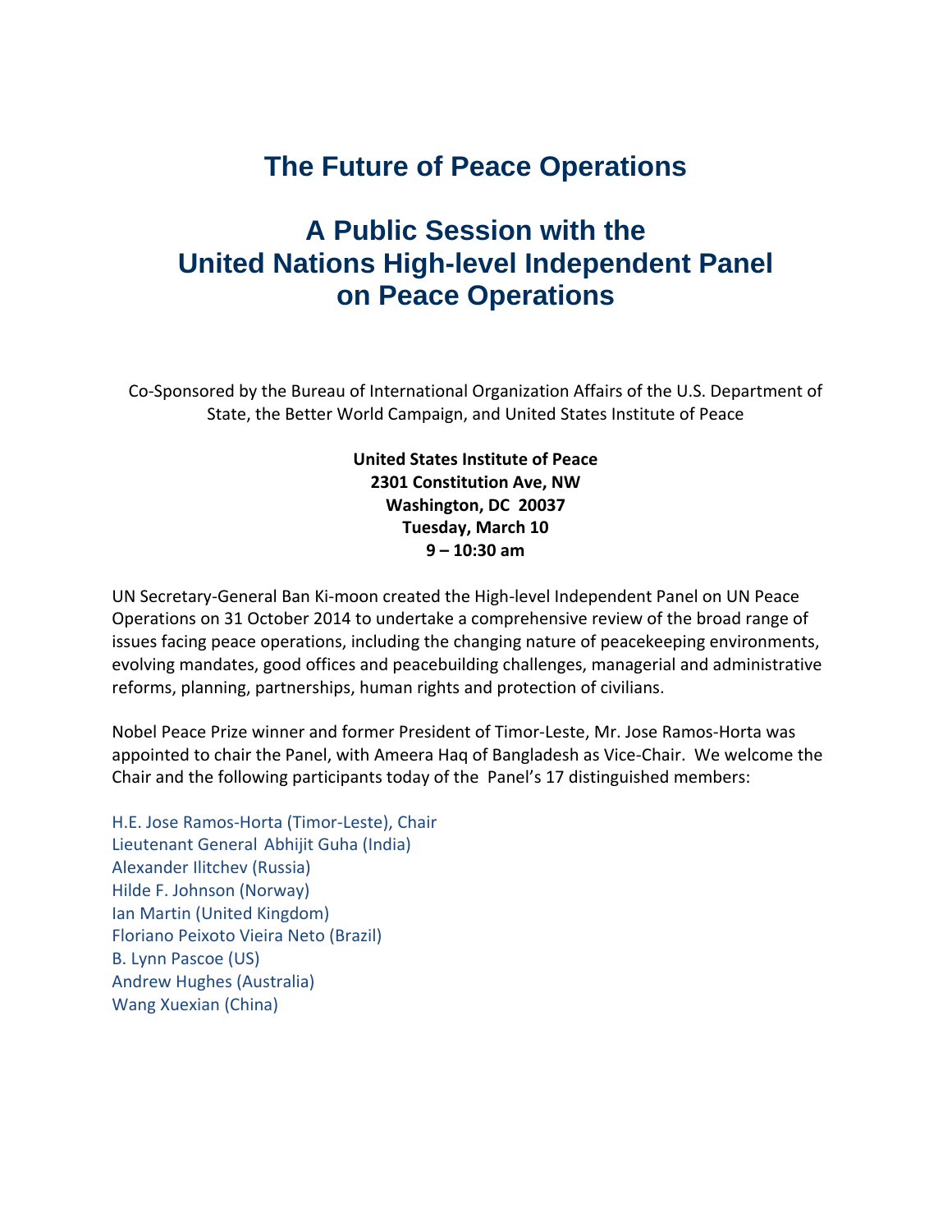# The Future of Peace Operations

## A Public Session with the United Nations High-level Independent Panel on Peace Operations

Co-Sponsored by the Bureau of International Organization Affairs of the U.S. Department of State, the Better World Campaign, and United States Institute of Peace

**United States Institute of Peace**
**2301 Constitution Ave, NW**
**Washington, DC 20037**
**Tuesday, March 10**
**9 – 10:30 am**

UN Secretary-General Ban Ki-moon created the High-level Independent Panel on UN Peace Operations on 31 October 2014 to undertake a comprehensive review of the broad range of issues facing peace operations, including the changing nature of peacekeeping environments, evolving mandates, good offices and peacebuilding challenges, managerial and administrative reforms, planning, partnerships, human rights and protection of civilians.

Nobel Peace Prize winner and former President of Timor-Leste, Mr. Jose Ramos-Horta was appointed to chair the Panel, with Ameera Haq of Bangladesh as Vice-Chair. We welcome the Chair and the following participants today of the Panel's 17 distinguished members:

H.E. Jose Ramos-Horta (Timor-Leste), Chair
Lieutenant General Abhijit Guha (India)
Alexander Ilitchev (Russia)
Hilde F. Johnson (Norway)
Ian Martin (United Kingdom)
Floriano Peixoto Vieira Neto (Brazil)
B. Lynn Pascoe (US)
Andrew Hughes (Australia)
Wang Xuexian (China)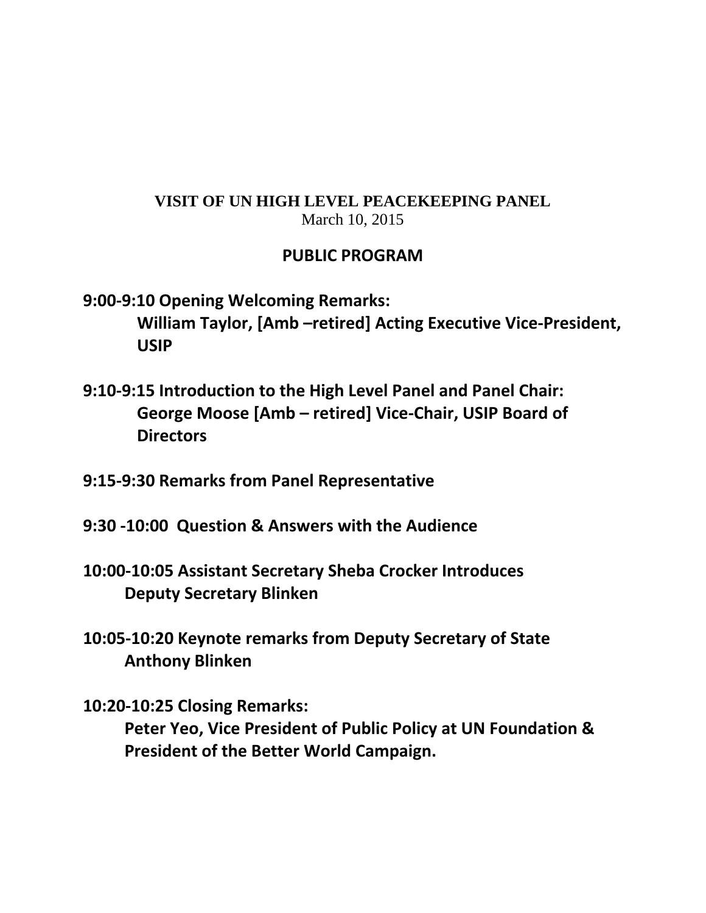**VISIT OF UN HIGH LEVEL PEACEKEEPING PANEL**

March 10, 2015

**PUBLIC PROGRAM**

**9:00-9:10 Opening Welcoming Remarks:**
**William Taylor, [Amb –retired] Acting Executive Vice-President, USIP**

**9:10-9:15 Introduction to the High Level Panel and Panel Chair:**
**George Moose [Amb – retired] Vice-Chair, USIP Board of Directors**

**9:15-9:30 Remarks from Panel Representative**

**9:30 -10:00 Question & Answers with the Audience**

**10:00-10:05 Assistant Secretary Sheba Crocker Introduces Deputy Secretary Blinken**

**10:05-10:20 Keynote remarks from Deputy Secretary of State Anthony Blinken**

**10:20-10:25 Closing Remarks:**
**Peter Yeo, Vice President of Public Policy at UN Foundation & President of the Better World Campaign.**